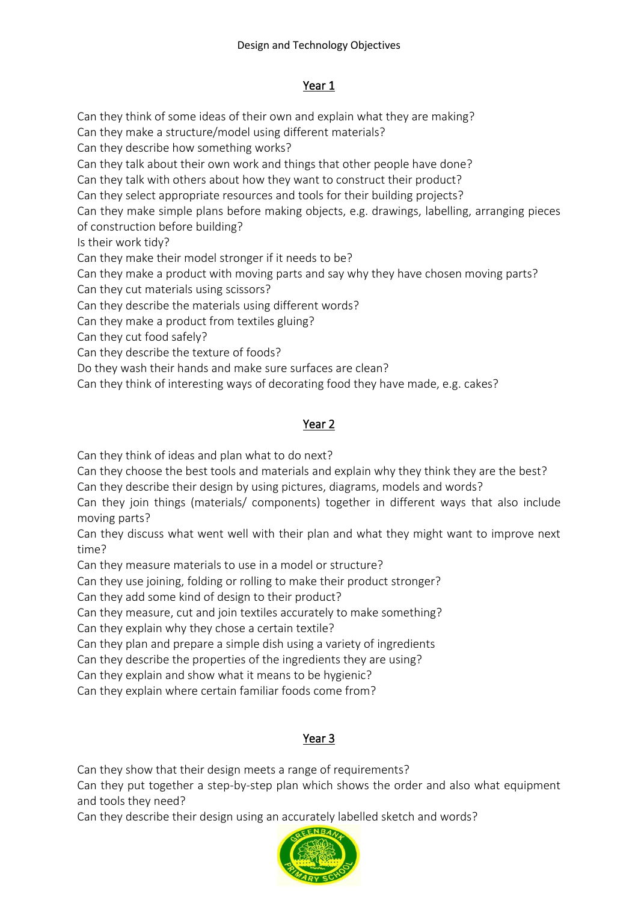# Design and Technology Objectives

## Year 1

Can they think of some ideas of their own and explain what they are making?
Can they make a structure/model using different materials?
Can they describe how something works?
Can they talk about their own work and things that other people have done?
Can they talk with others about how they want to construct their product?
Can they select appropriate resources and tools for their building projects?
Can they make simple plans before making objects, e.g. drawings, labelling, arranging pieces of construction before building?
Is their work tidy?
Can they make their model stronger if it needs to be?
Can they make a product with moving parts and say why they have chosen moving parts?
Can they cut materials using scissors?
Can they describe the materials using different words?
Can they make a product from textiles gluing?
Can they cut food safely?
Can they describe the texture of foods?
Do they wash their hands and make sure surfaces are clean?
Can they think of interesting ways of decorating food they have made, e.g. cakes?

## Year 2

Can they think of ideas and plan what to do next?
Can they choose the best tools and materials and explain why they think they are the best?
Can they describe their design by using pictures, diagrams, models and words?
Can they join things (materials/ components) together in different ways that also include moving parts?
Can they discuss what went well with their plan and what they might want to improve next time?
Can they measure materials to use in a model or structure?
Can they use joining, folding or rolling to make their product stronger?
Can they add some kind of design to their product?
Can they measure, cut and join textiles accurately to make something?
Can they explain why they chose a certain textile?
Can they plan and prepare a simple dish using a variety of ingredients
Can they describe the properties of the ingredients they are using?
Can they explain and show what it means to be hygienic?
Can they explain where certain familiar foods come from?

## Year 3

Can they show that their design meets a range of requirements?
Can they put together a step-by-step plan which shows the order and also what equipment and tools they need?
Can they describe their design using an accurately labelled sketch and words?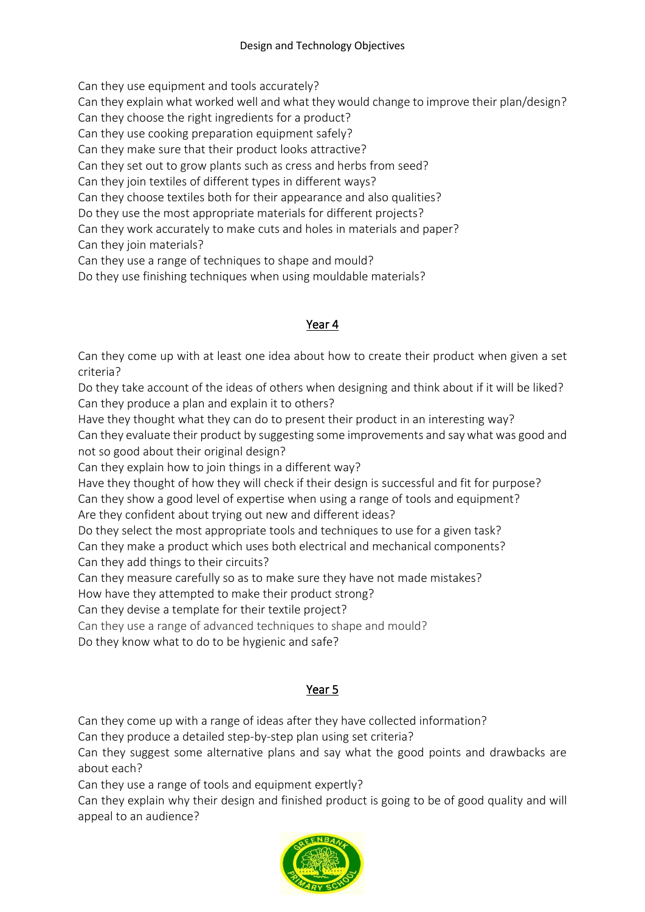Can they use equipment and tools accurately?
Can they explain what worked well and what they would change to improve their plan/design?
Can they choose the right ingredients for a product?
Can they use cooking preparation equipment safely?
Can they make sure that their product looks attractive?
Can they set out to grow plants such as cress and herbs from seed?
Can they join textiles of different types in different ways?
Can they choose textiles both for their appearance and also qualities?
Do they use the most appropriate materials for different projects?
Can they work accurately to make cuts and holes in materials and paper?
Can they join materials?
Can they use a range of techniques to shape and mould?
Do they use finishing techniques when using mouldable materials?

## Year 4

Can they come up with at least one idea about how to create their product when given a set criteria?
Do they take account of the ideas of others when designing and think about if it will be liked?
Can they produce a plan and explain it to others?
Have they thought what they can do to present their product in an interesting way?
Can they evaluate their product by suggesting some improvements and say what was good and not so good about their original design?
Can they explain how to join things in a different way?
Have they thought of how they will check if their design is successful and fit for purpose?
Can they show a good level of expertise when using a range of tools and equipment?
Are they confident about trying out new and different ideas?
Do they select the most appropriate tools and techniques to use for a given task?
Can they make a product which uses both electrical and mechanical components?
Can they add things to their circuits?
Can they measure carefully so as to make sure they have not made mistakes?
How have they attempted to make their product strong?
Can they devise a template for their textile project?
Can they use a range of advanced techniques to shape and mould?
Do they know what to do to be hygienic and safe?

## Year 5

Can they come up with a range of ideas after they have collected information?
Can they produce a detailed step-by-step plan using set criteria?
Can they suggest some alternative plans and say what the good points and drawbacks are about each?
Can they use a range of tools and equipment expertly?
Can they explain why their design and finished product is going to be of good quality and will appeal to an audience?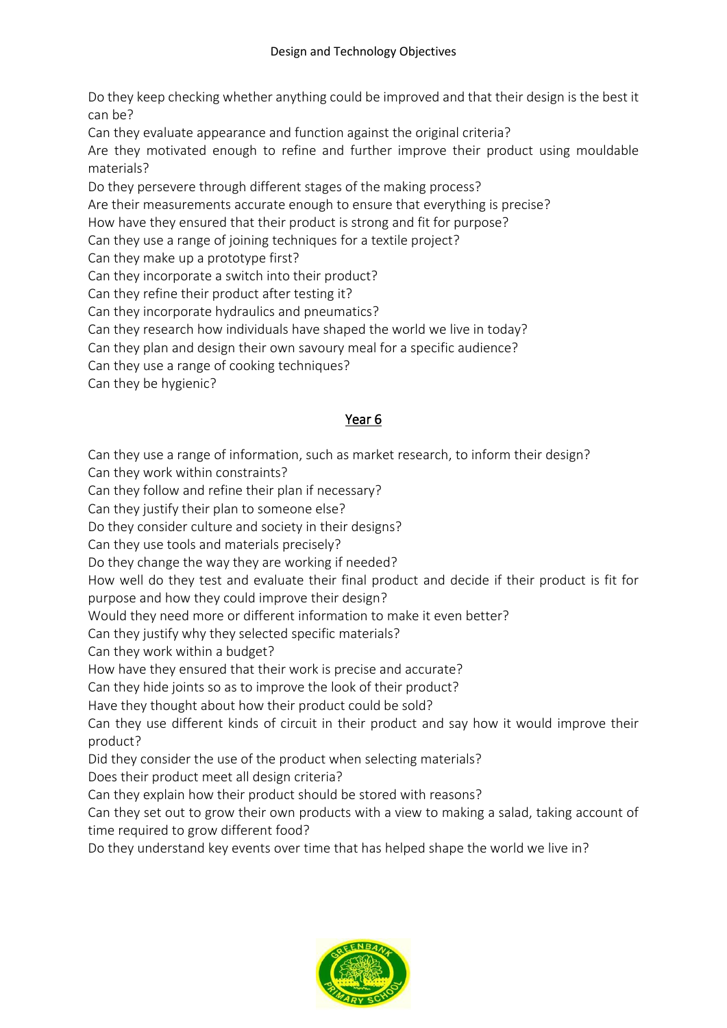Do they keep checking whether anything could be improved and that their design is the best it can be?
Can they evaluate appearance and function against the original criteria?
Are they motivated enough to refine and further improve their product using mouldable materials?
Do they persevere through different stages of the making process?
Are their measurements accurate enough to ensure that everything is precise?
How have they ensured that their product is strong and fit for purpose?
Can they use a range of joining techniques for a textile project?
Can they make up a prototype first?
Can they incorporate a switch into their product?
Can they refine their product after testing it?
Can they incorporate hydraulics and pneumatics?
Can they research how individuals have shaped the world we live in today?
Can they plan and design their own savoury meal for a specific audience?
Can they use a range of cooking techniques?
Can they be hygienic?

## Year 6

Can they use a range of information, such as market research, to inform their design?
Can they work within constraints?
Can they follow and refine their plan if necessary?
Can they justify their plan to someone else?
Do they consider culture and society in their designs?
Can they use tools and materials precisely?
Do they change the way they are working if needed?
How well do they test and evaluate their final product and decide if their product is fit for purpose and how they could improve their design?
Would they need more or different information to make it even better?
Can they justify why they selected specific materials?
Can they work within a budget?
How have they ensured that their work is precise and accurate?
Can they hide joints so as to improve the look of their product?
Have they thought about how their product could be sold?
Can they use different kinds of circuit in their product and say how it would improve their product?
Did they consider the use of the product when selecting materials?
Does their product meet all design criteria?
Can they explain how their product should be stored with reasons?
Can they set out to grow their own products with a view to making a salad, taking account of time required to grow different food?
Do they understand key events over time that has helped shape the world we live in?